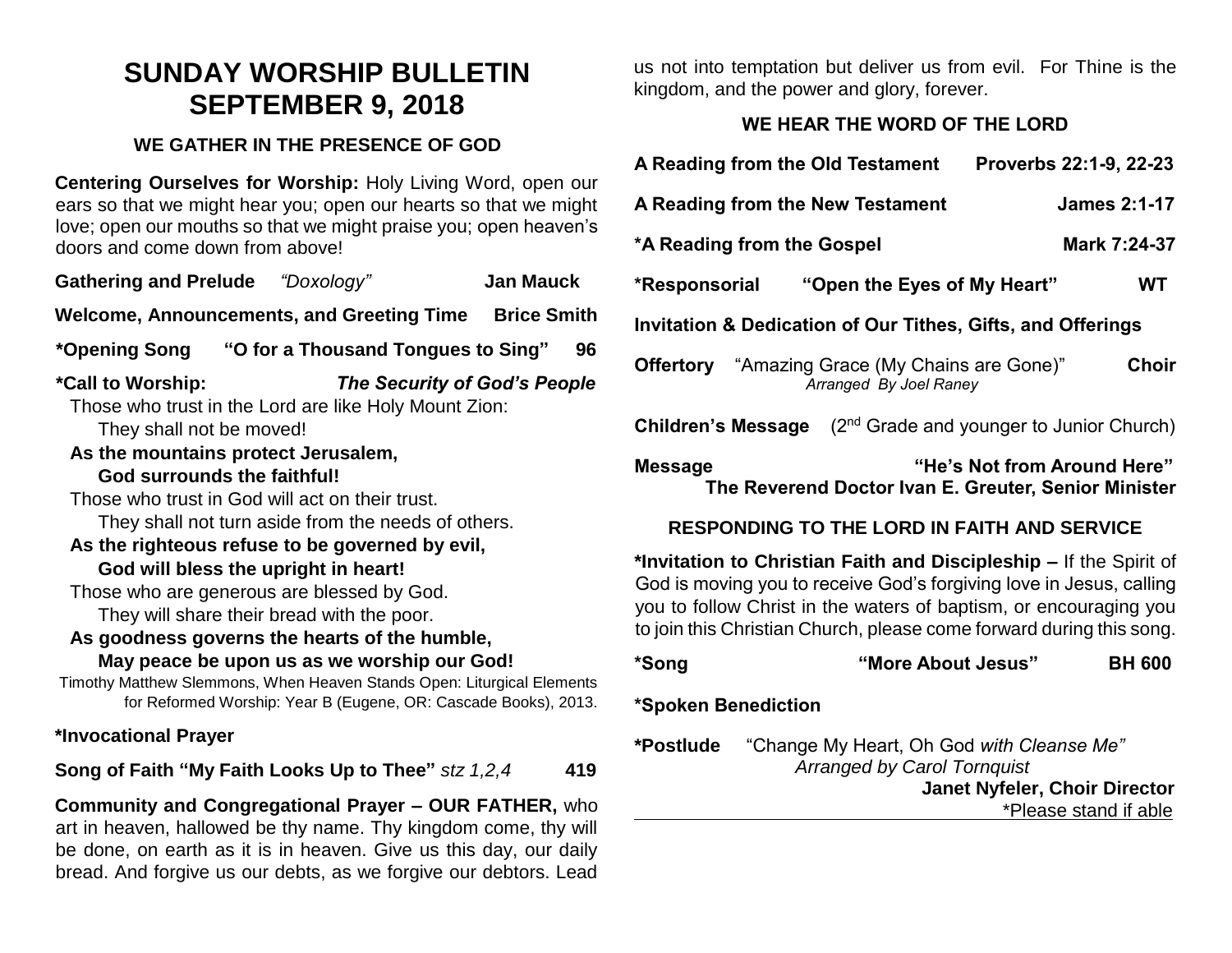# SUNDAY WORSHIP BULLETIN
# SEPTEMBER 9, 2018

## WE GATHER IN THE PRESENCE OF GOD

**Centering Ourselves for Worship:** Holy Living Word, open our ears so that we might hear you; open our hearts so that we might love; open our mouths so that we might praise you; open heaven's doors and come down from above!

**Gathering and Prelude** *"Doxology"* **Jan Mauck**

**Welcome, Announcements, and Greeting Time** **Brice Smith**

**\*Opening Song "O for a Thousand Tongues to Sing" 96**

**\*Call to Worship:** ***The Security of God's People***

Those who trust in the Lord are like Holy Mount Zion:
They shall not be moved!

**As the mountains protect Jerusalem,**
**God surrounds the faithful!**

Those who trust in God will act on their trust.
They shall not turn aside from the needs of others.

**As the righteous refuse to be governed by evil,**
**God will bless the upright in heart!**

Those who are generous are blessed by God.
They will share their bread with the poor.

**As goodness governs the hearts of the humble,**
**May peace be upon us as we worship our God!**

Timothy Matthew Slemmons, When Heaven Stands Open: Liturgical Elements for Reformed Worship: Year B (Eugene, OR: Cascade Books), 2013.

**\*Invocational Prayer**

**Song of Faith "My Faith Looks Up to Thee"** *stz 1,2,4* **419**

**Community and Congregational Prayer – OUR FATHER,** who art in heaven, hallowed be thy name. Thy kingdom come, thy will be done, on earth as it is in heaven. Give us this day, our daily bread. And forgive us our debts, as we forgive our debtors. Lead us not into temptation but deliver us from evil. For Thine is the kingdom, and the power and glory, forever.

## WE HEAR THE WORD OF THE LORD

**A Reading from the Old Testament** **Proverbs 22:1-9, 22-23**

**A Reading from the New Testament** **James 2:1-17**

**\*A Reading from the Gospel** **Mark 7:24-37**

**\*Responsorial "Open the Eyes of My Heart" WT**

**Invitation & Dedication of Our Tithes, Gifts, and Offerings**

**Offertory** "Amazing Grace (My Chains are Gone)" **Choir**
*Arranged By Joel Raney*

**Children's Message** (2nd Grade and younger to Junior Church)

**Message** **"He's Not from Around Here"**
**The Reverend Doctor Ivan E. Greuter, Senior Minister**

## RESPONDING TO THE LORD IN FAITH AND SERVICE

**\*Invitation to Christian Faith and Discipleship –** If the Spirit of God is moving you to receive God's forgiving love in Jesus, calling you to follow Christ in the waters of baptism, or encouraging you to join this Christian Church, please come forward during this song.

**\*Song "More About Jesus" BH 600**

**\*Spoken Benediction**

**\*Postlude** "Change My Heart, Oh God *with Cleanse Me"*
*Arranged by Carol Tornquist*
**Janet Nyfeler, Choir Director**

\*Please stand if able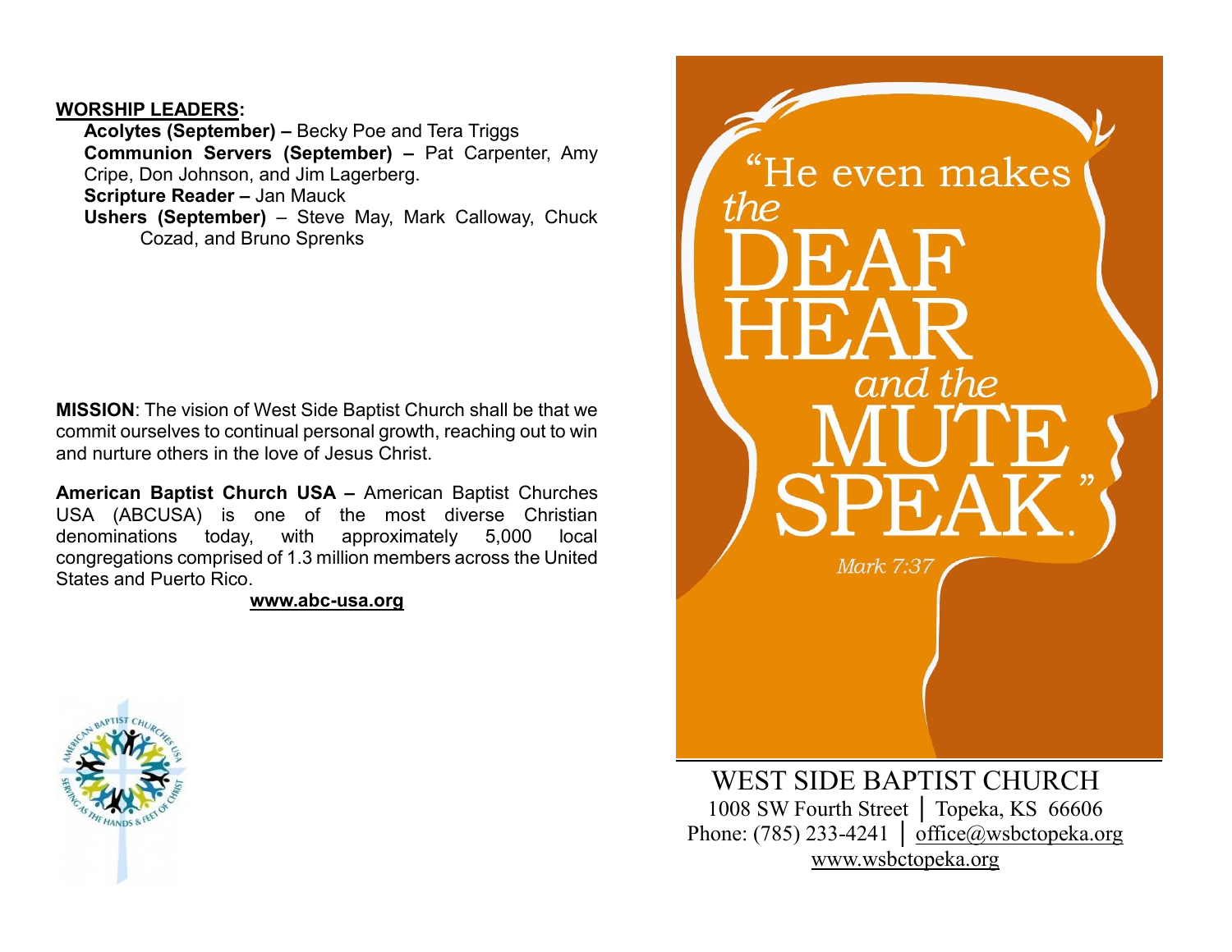**WORSHIP LEADERS:**

**Acolytes (September) –** Becky Poe and Tera Triggs
**Communion Servers (September) –** Pat Carpenter, Amy Cripe, Don Johnson, and Jim Lagerberg.
**Scripture Reader –** Jan Mauck
**Ushers (September)** – Steve May, Mark Calloway, Chuck Cozad, and Bruno Sprenks

**MISSION**: The vision of West Side Baptist Church shall be that we commit ourselves to continual personal growth, reaching out to win and nurture others in the love of Jesus Christ.

**American Baptist Church USA –** American Baptist Churches USA (ABCUSA) is one of the most diverse Christian denominations today, with approximately 5,000 local congregations comprised of 1.3 million members across the United States and Puerto Rico.

**www.abc-usa.org**

"He even makes *the* DEAF HEAR *and the* MUTE SPEAK."

*Mark 7:37*

WEST SIDE BAPTIST CHURCH
1008 SW Fourth Street | Topeka, KS 66606
Phone: (785) 233-4241 | office@wsbctopeka.org
www.wsbctopeka.org